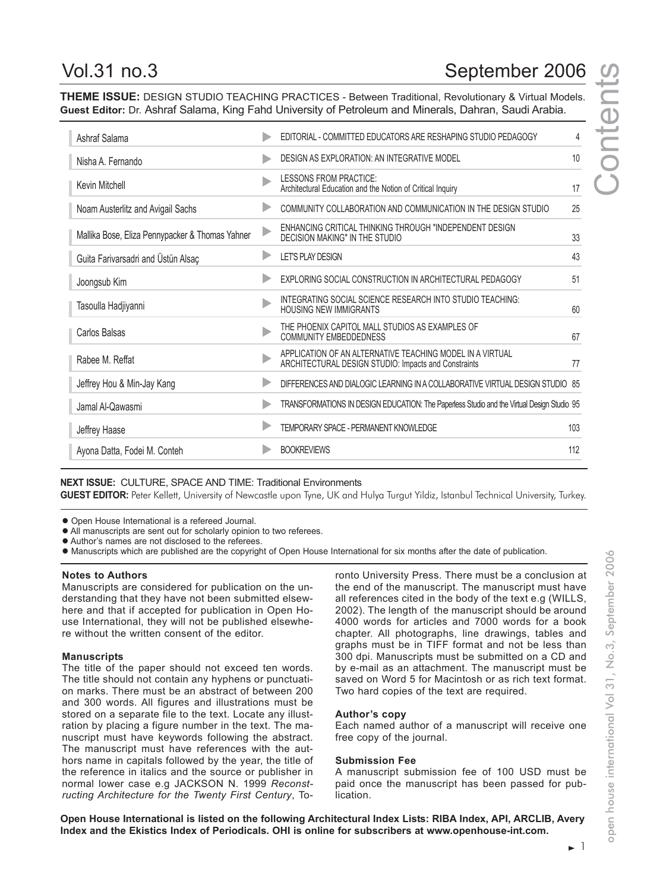# Contents

## Vol.31 no.3 — September 2006

**THEME ISSUE:** DESIGN STUDIO TEACHING PRACTICES - Between Traditional, Revolutionary & Virtual Models.
**Guest Editor:** Dr. Ashraf Salama, King Fahd University of Petroleum and Minerals, Dahran, Saudi Arabia.

| Author | Title | Page |
|---|---|---|
| Ashraf Salama | EDITORIAL - COMMITTED EDUCATORS ARE RESHAPING STUDIO PEDAGOGY | 4 |
| Nisha A. Fernando | DESIGN AS EXPLORATION: AN INTEGRATIVE MODEL | 10 |
| Kevin Mitchell | LESSONS FROM PRACTICE: Architectural Education and the Notion of Critical Inquiry | 17 |
| Noam Austerlitz and Avigail Sachs | COMMUNITY COLLABORATION AND COMMUNICATION IN THE DESIGN STUDIO | 25 |
| Mallika Bose, Eliza Pennypacker & Thomas Yahner | ENHANCING CRITICAL THINKING THROUGH "INDEPENDENT DESIGN DECISION MAKING" IN THE STUDIO | 33 |
| Guita Farivarsadri and Üstün Alsaç | LET'S PLAY DESIGN | 43 |
| Joongsub Kim | EXPLORING SOCIAL CONSTRUCTION IN ARCHITECTURAL PEDAGOGY | 51 |
| Tasoulla Hadjiyanni | INTEGRATING SOCIAL SCIENCE RESEARCH INTO STUDIO TEACHING: HOUSING NEW IMMIGRANTS | 60 |
| Carlos Balsas | THE PHOENIX CAPITOL MALL STUDIOS AS EXAMPLES OF COMMUNITY EMBEDDEDNESS | 67 |
| Rabee M. Reffat | APPLICATION OF AN ALTERNATIVE TEACHING MODEL IN A VIRTUAL ARCHITECTURAL DESIGN STUDIO: Impacts and Constraints | 77 |
| Jeffrey Hou & Min-Jay Kang | DIFFERENCES AND DIALOGIC LEARNING IN A COLLABORATIVE VIRTUAL DESIGN STUDIO | 85 |
| Jamal Al-Qawasmi | TRANSFORMATIONS IN DESIGN EDUCATION: The Paperless Studio and the Virtual Design Studio | 95 |
| Jeffrey Haase | TEMPORARY SPACE - PERMANENT KNOWLEDGE | 103 |
| Ayona Datta, Fodei M. Conteh | BOOKREVIEWS | 112 |

**NEXT ISSUE:** CULTURE, SPACE AND TIME: Traditional Environments
**GUEST EDITOR:** Peter Kellett, University of Newcastle upon Tyne, UK and Hulya Turgut Yildiz, Istanbul Technical University, Turkey.

- Open House International is a refereed Journal.
- All manuscripts are sent out for scholarly opinion to two referees.
- Author's names are not disclosed to the referees.
- Manuscripts which are published are the copyright of Open House International for six months after the date of publication.

### Notes to Authors

Manuscripts are considered for publication on the understanding that they have not been submitted elsewhere and that if accepted for publication in Open House International, they will not be published elsewhere without the written consent of the editor.

### Manuscripts

The title of the paper should not exceed ten words. The title should not contain any hyphens or punctuation marks. There must be an abstract of between 200 and 300 words. All figures and illustrations must be stored on a separate file to the text. Locate any illustration by placing a figure number in the text. The manuscript must have keywords following the abstract. The manuscript must have references with the authors name in capitals followed by the year, the title of the reference in italics and the source or publisher in normal lower case e.g JACKSON N. 1999 *Reconstructing Architecture for the Twenty First Century*, Toronto University Press. There must be a conclusion at the end of the manuscript. The manuscript must have all references cited in the body of the text e.g (WILLS, 2002). The length of the manuscript should be around 4000 words for articles and 7000 words for a book chapter. All photographs, line drawings, tables and graphs must be in TIFF format and not be less than 300 dpi. Manuscripts must be submitted on a CD and by e-mail as an attachment. The manuscript must be saved on Word 5 for Macintosh or as rich text format. Two hard copies of the text are required.

### Author's copy

Each named author of a manuscript will receive one free copy of the journal.

### Submission Fee

A manuscript submission fee of 100 USD must be paid once the manuscript has been passed for publication.

**Open House International is listed on the following Architectural Index Lists: RIBA Index, API, ARCLIB, Avery Index and the Ekistics Index of Periodicals. OHI is online for subscribers at www.openhouse-int.com.**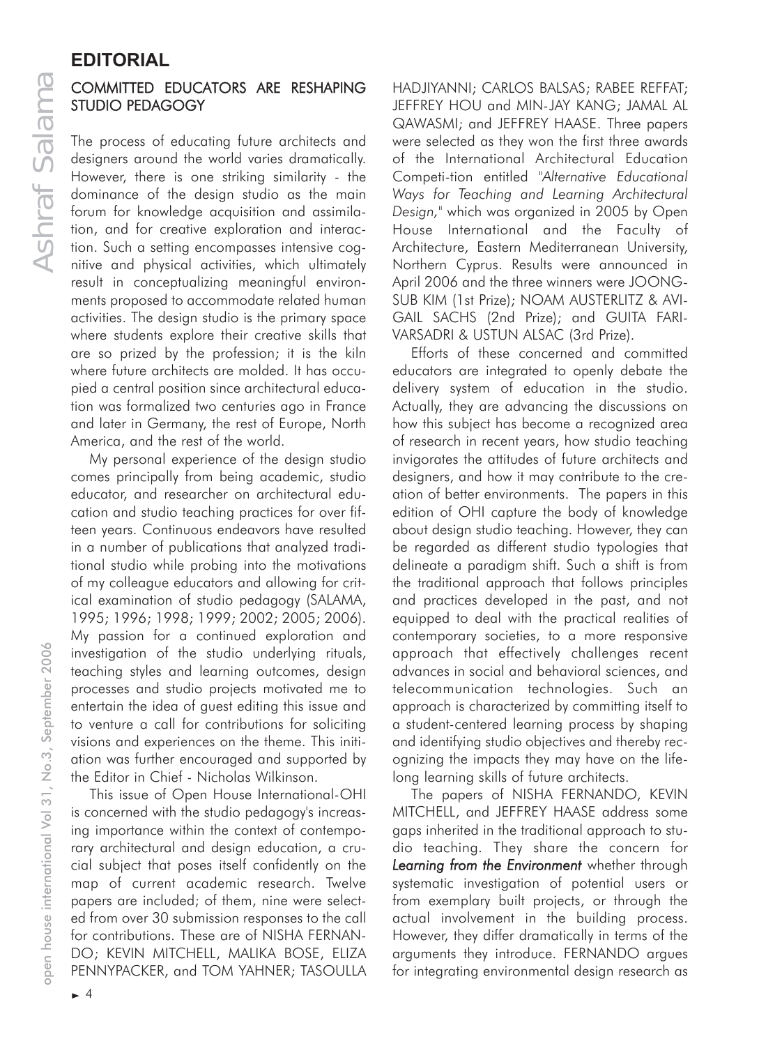# EDITORIAL

## COMMITTED EDUCATORS ARE RESHAPING STUDIO PEDAGOGY

The process of educating future architects and designers around the world varies dramatically. However, there is one striking similarity - the dominance of the design studio as the main forum for knowledge acquisition and assimilation, and for creative exploration and interaction. Such a setting encompasses intensive cognitive and physical activities, which ultimately result in conceptualizing meaningful environments proposed to accommodate related human activities. The design studio is the primary space where students explore their creative skills that are so prized by the profession; it is the kiln where future architects are molded. It has occupied a central position since architectural education was formalized two centuries ago in France and later in Germany, the rest of Europe, North America, and the rest of the world.

My personal experience of the design studio comes principally from being academic, studio educator, and researcher on architectural education and studio teaching practices for over fifteen years. Continuous endeavors have resulted in a number of publications that analyzed traditional studio while probing into the motivations of my colleague educators and allowing for critical examination of studio pedagogy (SALAMA, 1995; 1996; 1998; 1999; 2002; 2005; 2006). My passion for a continued exploration and investigation of the studio underlying rituals, teaching styles and learning outcomes, design processes and studio projects motivated me to entertain the idea of guest editing this issue and to venture a call for contributions for soliciting visions and experiences on the theme. This initiation was further encouraged and supported by the Editor in Chief - Nicholas Wilkinson.

This issue of Open House International-OHI is concerned with the studio pedagogy's increasing importance within the context of contemporary architectural and design education, a crucial subject that poses itself confidently on the map of current academic research. Twelve papers are included; of them, nine were selected from over 30 submission responses to the call for contributions. These are of NISHA FERNANDO; KEVIN MITCHELL, MALIKA BOSE, ELIZA PENNYPACKER, and TOM YAHNER; TASOULLA HADJIYANNI; CARLOS BALSAS; RABEE REFFAT; JEFFREY HOU and MIN-JAY KANG; JAMAL AL QAWASMI; and JEFFREY HAASE. Three papers were selected as they won the first three awards of the International Architectural Education Competi-tion entitled *"Alternative Educational Ways for Teaching and Learning Architectural Design,"* which was organized in 2005 by Open House International and the Faculty of Architecture, Eastern Mediterranean University, Northern Cyprus. Results were announced in April 2006 and the three winners were JOONG-SUB KIM (1st Prize); NOAM AUSTERLITZ & AVIGAIL SACHS (2nd Prize); and GUITA FARIVARSADRI & USTUN ALSAC (3rd Prize).

Efforts of these concerned and committed educators are integrated to openly debate the delivery system of education in the studio. Actually, they are advancing the discussions on how this subject has become a recognized area of research in recent years, how studio teaching invigorates the attitudes of future architects and designers, and how it may contribute to the creation of better environments. The papers in this edition of OHI capture the body of knowledge about design studio teaching. However, they can be regarded as different studio typologies that delineate a paradigm shift. Such a shift is from the traditional approach that follows principles and practices developed in the past, and not equipped to deal with the practical realities of contemporary societies, to a more responsive approach that effectively challenges recent advances in social and behavioral sciences, and telecommunication technologies. Such an approach is characterized by committing itself to a student-centered learning process by shaping and identifying studio objectives and thereby recognizing the impacts they may have on the lifelong learning skills of future architects.

The papers of NISHA FERNANDO, KEVIN MITCHELL, and JEFFREY HAASE address some gaps inherited in the traditional approach to studio teaching. They share the concern for ***Learning from the Environment*** whether through systematic investigation of potential users or from exemplary built projects, or through the actual involvement in the building process. However, they differ dramatically in terms of the arguments they introduce. FERNANDO argues for integrating environmental design research as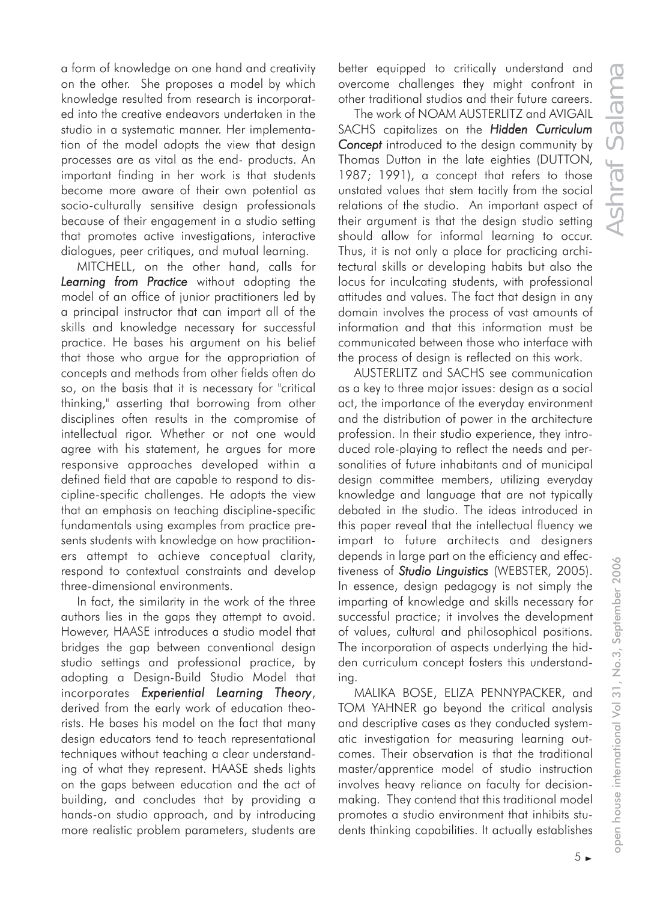a form of knowledge on one hand and creativity on the other. She proposes a model by which knowledge resulted from research is incorporated into the creative endeavors undertaken in the studio in a systematic manner. Her implementation of the model adopts the view that design processes are as vital as the end- products. An important finding in her work is that students become more aware of their own potential as socio-culturally sensitive design professionals because of their engagement in a studio setting that promotes active investigations, interactive dialogues, peer critiques, and mutual learning.

MITCHELL, on the other hand, calls for ***Learning from Practice*** without adopting the model of an office of junior practitioners led by a principal instructor that can impart all of the skills and knowledge necessary for successful practice. He bases his argument on his belief that those who argue for the appropriation of concepts and methods from other fields often do so, on the basis that it is necessary for "critical thinking," asserting that borrowing from other disciplines often results in the compromise of intellectual rigor. Whether or not one would agree with his statement, he argues for more responsive approaches developed within a defined field that are capable to respond to discipline-specific challenges. He adopts the view that an emphasis on teaching discipline-specific fundamentals using examples from practice presents students with knowledge on how practitioners attempt to achieve conceptual clarity, respond to contextual constraints and develop three-dimensional environments.

In fact, the similarity in the work of the three authors lies in the gaps they attempt to avoid. However, HAASE introduces a studio model that bridges the gap between conventional design studio settings and professional practice, by adopting a Design-Build Studio Model that incorporates ***Experiential Learning Theory***, derived from the early work of education theorists. He bases his model on the fact that many design educators tend to teach representational techniques without teaching a clear understanding of what they represent. HAASE sheds lights on the gaps between education and the act of building, and concludes that by providing a hands-on studio approach, and by introducing more realistic problem parameters, students are better equipped to critically understand and overcome challenges they might confront in other traditional studios and their future careers.

The work of NOAM AUSTERLITZ and AVIGAIL SACHS capitalizes on the ***Hidden Curriculum Concept*** introduced to the design community by Thomas Dutton in the late eighties (DUTTON, 1987; 1991), a concept that refers to those unstated values that stem tacitly from the social relations of the studio. An important aspect of their argument is that the design studio setting should allow for informal learning to occur. Thus, it is not only a place for practicing architectural skills or developing habits but also the locus for inculcating students, with professional attitudes and values. The fact that design in any domain involves the process of vast amounts of information and that this information must be communicated between those who interface with the process of design is reflected on this work.

AUSTERLITZ and SACHS see communication as a key to three major issues: design as a social act, the importance of the everyday environment and the distribution of power in the architecture profession. In their studio experience, they introduced role-playing to reflect the needs and personalities of future inhabitants and of municipal design committee members, utilizing everyday knowledge and language that are not typically debated in the studio. The ideas introduced in this paper reveal that the intellectual fluency we impart to future architects and designers depends in large part on the efficiency and effectiveness of ***Studio Linguistics*** (WEBSTER, 2005). In essence, design pedagogy is not simply the imparting of knowledge and skills necessary for successful practice; it involves the development of values, cultural and philosophical positions. The incorporation of aspects underlying the hidden curriculum concept fosters this understanding.

MALIKA BOSE, ELIZA PENNYPACKER, and TOM YAHNER go beyond the critical analysis and descriptive cases as they conducted systematic investigation for measuring learning outcomes. Their observation is that the traditional master/apprentice model of studio instruction involves heavy reliance on faculty for decision-making. They contend that this traditional model promotes a studio environment that inhibits students thinking capabilities. It actually establishes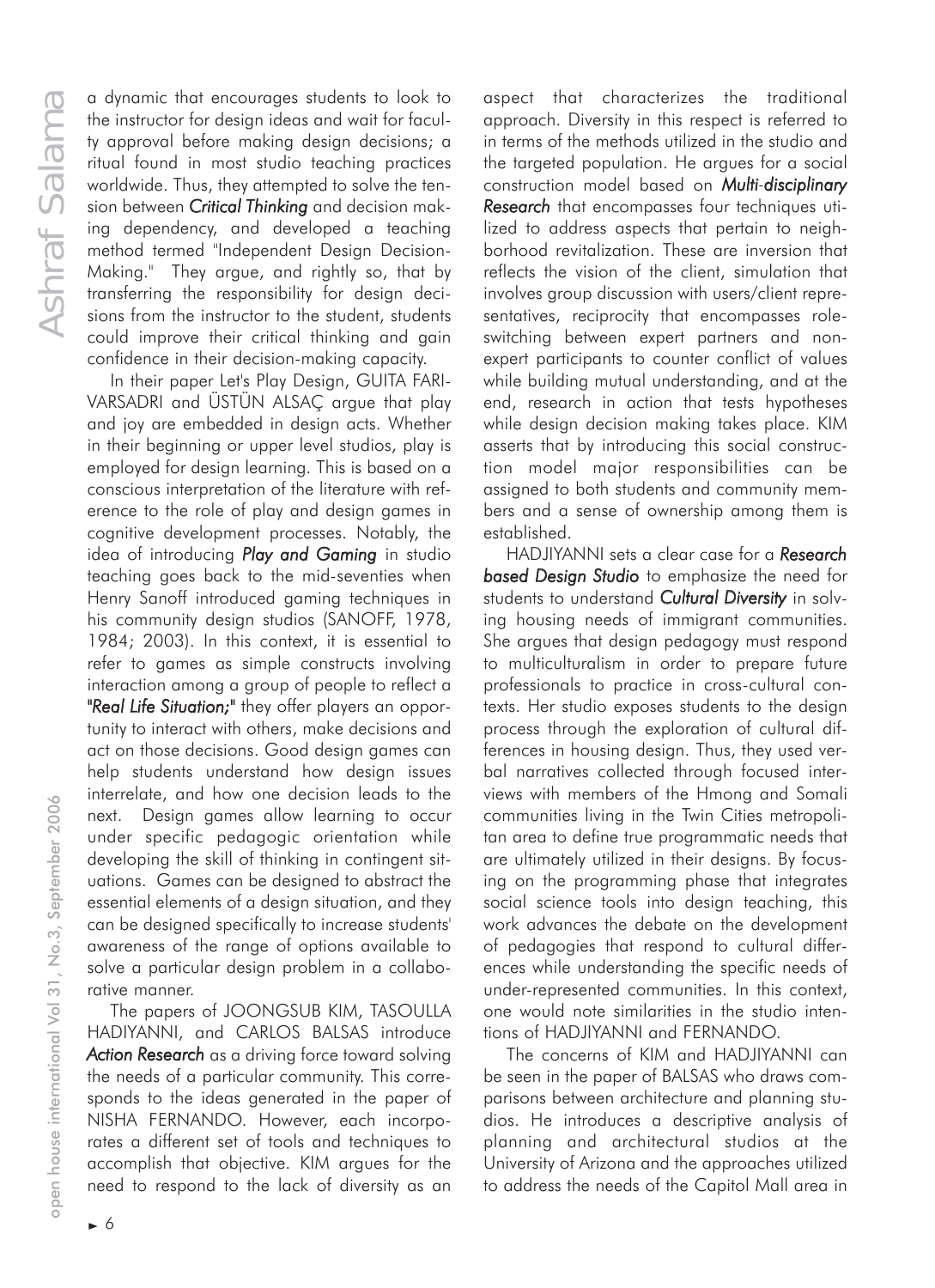a dynamic that encourages students to look to the instructor for design ideas and wait for faculty approval before making design decisions; a ritual found in most studio teaching practices worldwide. Thus, they attempted to solve the tension between *Critical Thinking* and decision making dependency, and developed a teaching method termed "Independent Design Decision-Making." They argue, and rightly so, that by transferring the responsibility for design decisions from the instructor to the student, students could improve their critical thinking and gain confidence in their decision-making capacity.

In their paper Let's Play Design, GUITA FARIVARSADRI and ÜSTÜN ALSAÇ argue that play and joy are embedded in design acts. Whether in their beginning or upper level studios, play is employed for design learning. This is based on a conscious interpretation of the literature with reference to the role of play and design games in cognitive development processes. Notably, the idea of introducing *Play and Gaming* in studio teaching goes back to the mid-seventies when Henry Sanoff introduced gaming techniques in his community design studios (SANOFF, 1978, 1984; 2003). In this context, it is essential to refer to games as simple constructs involving interaction among a group of people to reflect a *"Real Life Situation;"* they offer players an opportunity to interact with others, make decisions and act on those decisions. Good design games can help students understand how design issues interrelate, and how one decision leads to the next. Design games allow learning to occur under specific pedagogic orientation while developing the skill of thinking in contingent situations. Games can be designed to abstract the essential elements of a design situation, and they can be designed specifically to increase students' awareness of the range of options available to solve a particular design problem in a collaborative manner.

The papers of JOONGSUB KIM, TASOULLA HADIYANNI, and CARLOS BALSAS introduce *Action Research* as a driving force toward solving the needs of a particular community. This corresponds to the ideas generated in the paper of NISHA FERNANDO. However, each incorporates a different set of tools and techniques to accomplish that objective. KIM argues for the need to respond to the lack of diversity as an aspect that characterizes the traditional approach. Diversity in this respect is referred to in terms of the methods utilized in the studio and the targeted population. He argues for a social construction model based on *Multi-disciplinary Research* that encompasses four techniques utilized to address aspects that pertain to neighborhood revitalization. These are inversion that reflects the vision of the client, simulation that involves group discussion with users/client representatives, reciprocity that encompasses role-switching between expert partners and non-expert participants to counter conflict of values while building mutual understanding, and at the end, research in action that tests hypotheses while design decision making takes place. KIM asserts that by introducing this social construction model major responsibilities can be assigned to both students and community members and a sense of ownership among them is established.

HADJIYANNI sets a clear case for a *Research based Design Studio* to emphasize the need for students to understand *Cultural Diversity* in solving housing needs of immigrant communities. She argues that design pedagogy must respond to multiculturalism in order to prepare future professionals to practice in cross-cultural contexts. Her studio exposes students to the design process through the exploration of cultural differences in housing design. Thus, they used verbal narratives collected through focused interviews with members of the Hmong and Somali communities living in the Twin Cities metropolitan area to define true programmatic needs that are ultimately utilized in their designs. By focusing on the programming phase that integrates social science tools into design teaching, this work advances the debate on the development of pedagogies that respond to cultural differences while understanding the specific needs of under-represented communities. In this context, one would note similarities in the studio intentions of HADJIYANNI and FERNANDO.

The concerns of KIM and HADJIYANNI can be seen in the paper of BALSAS who draws comparisons between architecture and planning studios. He introduces a descriptive analysis of planning and architectural studios at the University of Arizona and the approaches utilized to address the needs of the Capitol Mall area in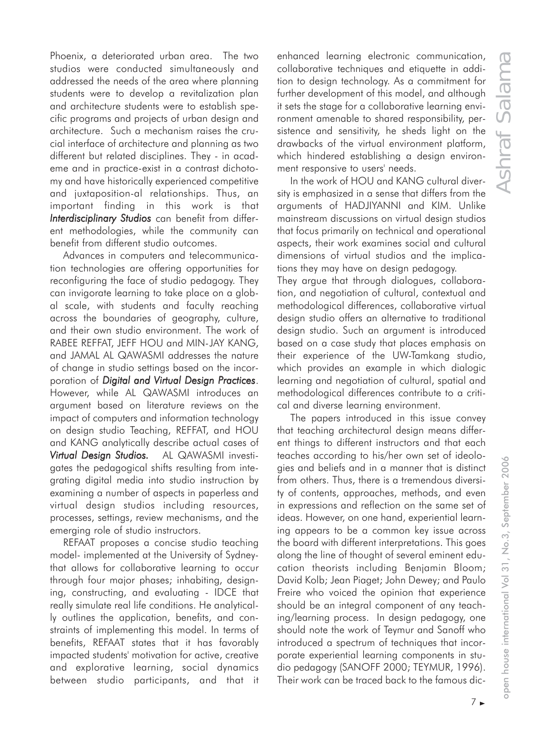Phoenix, a deteriorated urban area. The two studios were conducted simultaneously and addressed the needs of the area where planning students were to develop a revitalization plan and architecture students were to establish specific programs and projects of urban design and architecture. Such a mechanism raises the crucial interface of architecture and planning as two different but related disciplines. They - in academe and in practice-exist in a contrast dichotomy and have historically experienced competitive and juxtaposition-al relationships. Thus, an important finding in this work is that ***Interdisciplinary Studios*** can benefit from different methodologies, while the community can benefit from different studio outcomes.

Advances in computers and telecommunication technologies are offering opportunities for reconfiguring the face of studio pedagogy. They can invigorate learning to take place on a global scale, with students and faculty reaching across the boundaries of geography, culture, and their own studio environment. The work of RABEE REFFAT, JEFF HOU and MIN-JAY KANG, and JAMAL AL QAWASMI addresses the nature of change in studio settings based on the incorporation of ***Digital and Virtual Design Practices***. However, while AL QAWASMI introduces an argument based on literature reviews on the impact of computers and information technology on design studio Teaching, REFFAT, and HOU and KANG analytically describe actual cases of ***Virtual Design Studios.*** AL QAWASMI investigates the pedagogical shifts resulting from integrating digital media into studio instruction by examining a number of aspects in paperless and virtual design studios including resources, processes, settings, review mechanisms, and the emerging role of studio instructors.

REFAAT proposes a concise studio teaching model- implemented at the University of Sydney-that allows for collaborative learning to occur through four major phases; inhabiting, designing, constructing, and evaluating - IDCE that really simulate real life conditions. He analytically outlines the application, benefits, and constraints of implementing this model. In terms of benefits, REFAAT states that it has favorably impacted students' motivation for active, creative and explorative learning, social dynamics between studio participants, and that it enhanced learning electronic communication, collaborative techniques and etiquette in addition to design technology. As a commitment for further development of this model, and although it sets the stage for a collaborative learning environment amenable to shared responsibility, persistence and sensitivity, he sheds light on the drawbacks of the virtual environment platform, which hindered establishing a design environment responsive to users' needs.

In the work of HOU and KANG cultural diversity is emphasized in a sense that differs from the arguments of HADJIYANNI and KIM. Unlike mainstream discussions on virtual design studios that focus primarily on technical and operational aspects, their work examines social and cultural dimensions of virtual studios and the implications they may have on design pedagogy.

They argue that through dialogues, collaboration, and negotiation of cultural, contextual and methodological differences, collaborative virtual design studio offers an alternative to traditional design studio. Such an argument is introduced based on a case study that places emphasis on their experience of the UW-Tamkang studio, which provides an example in which dialogic learning and negotiation of cultural, spatial and methodological differences contribute to a critical and diverse learning environment.

The papers introduced in this issue convey that teaching architectural design means different things to different instructors and that each teaches according to his/her own set of ideologies and beliefs and in a manner that is distinct from others. Thus, there is a tremendous diversity of contents, approaches, methods, and even in expressions and reflection on the same set of ideas. However, on one hand, experiential learning appears to be a common key issue across the board with different interpretations. This goes along the line of thought of several eminent education theorists including Benjamin Bloom; David Kolb; Jean Piaget; John Dewey; and Paulo Freire who voiced the opinion that experience should be an integral component of any teaching/learning process. In design pedagogy, one should note the work of Teymur and Sanoff who introduced a spectrum of techniques that incorporate experiential learning components in studio pedagogy (SANOFF 2000; TEYMUR, 1996). Their work can be traced back to the famous dic-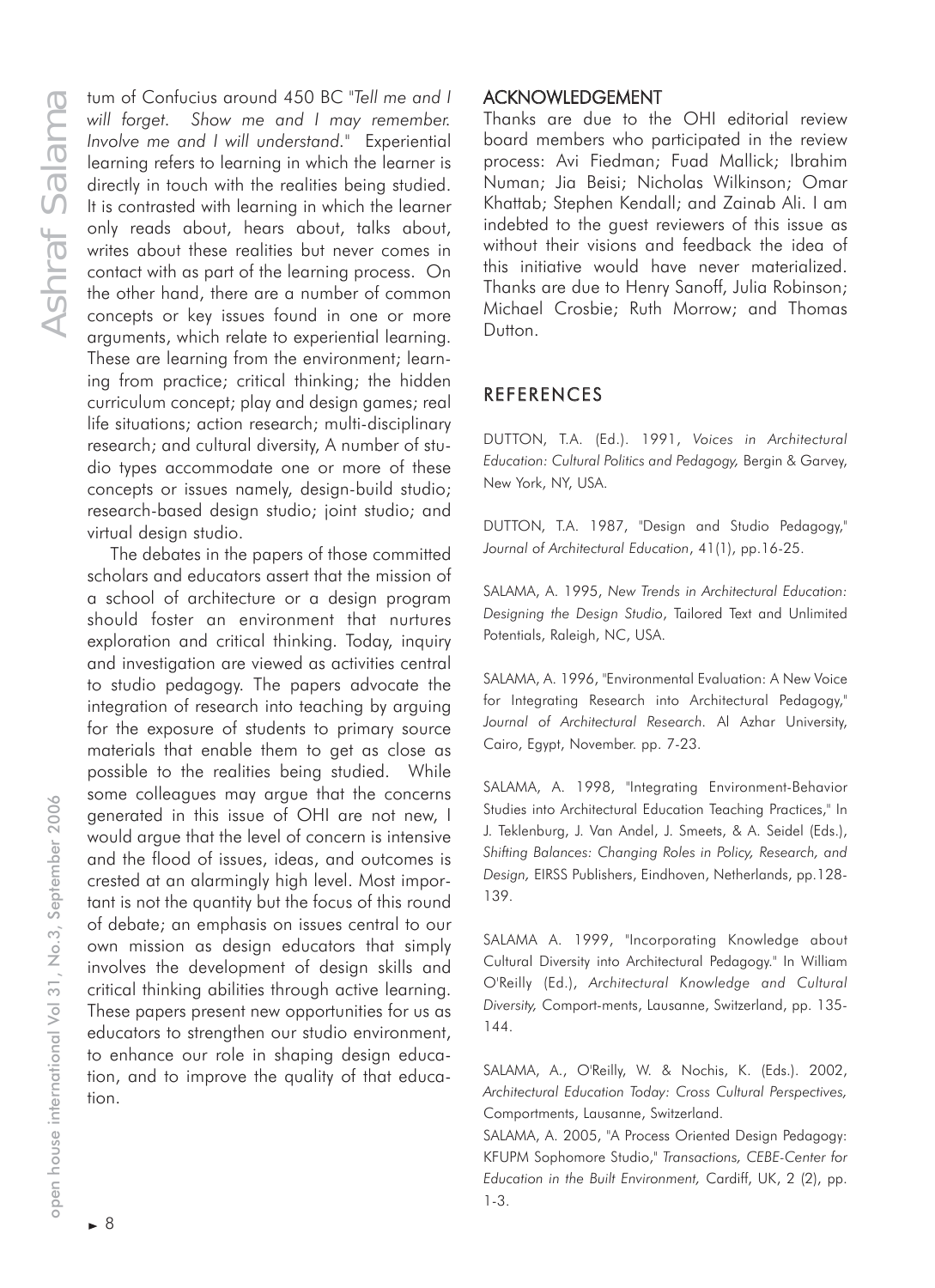tum of Confucius around 450 BC "*Tell me and I will forget. Show me and I may remember. Involve me and I will understand*." Experiential learning refers to learning in which the learner is directly in touch with the realities being studied. It is contrasted with learning in which the learner only reads about, hears about, talks about, writes about these realities but never comes in contact with as part of the learning process. On the other hand, there are a number of common concepts or key issues found in one or more arguments, which relate to experiential learning. These are learning from the environment; learning from practice; critical thinking; the hidden curriculum concept; play and design games; real life situations; action research; multi-disciplinary research; and cultural diversity, A number of studio types accommodate one or more of these concepts or issues namely, design-build studio; research-based design studio; joint studio; and virtual design studio.

The debates in the papers of those committed scholars and educators assert that the mission of a school of architecture or a design program should foster an environment that nurtures exploration and critical thinking. Today, inquiry and investigation are viewed as activities central to studio pedagogy. The papers advocate the integration of research into teaching by arguing for the exposure of students to primary source materials that enable them to get as close as possible to the realities being studied. While some colleagues may argue that the concerns generated in this issue of OHI are not new, I would argue that the level of concern is intensive and the flood of issues, ideas, and outcomes is crested at an alarmingly high level. Most important is not the quantity but the focus of this round of debate; an emphasis on issues central to our own mission as design educators that simply involves the development of design skills and critical thinking abilities through active learning. These papers present new opportunities for us as educators to strengthen our studio environment, to enhance our role in shaping design education, and to improve the quality of that education.

## ACKNOWLEDGEMENT

Thanks are due to the OHI editorial review board members who participated in the review process: Avi Fiedman; Fuad Mallick; Ibrahim Numan; Jia Beisi; Nicholas Wilkinson; Omar Khattab; Stephen Kendall; and Zainab Ali. I am indebted to the guest reviewers of this issue as without their visions and feedback the idea of this initiative would have never materialized. Thanks are due to Henry Sanoff, Julia Robinson; Michael Crosbie; Ruth Morrow; and Thomas Dutton.

## REFERENCES

DUTTON, T.A. (Ed.). 1991, *Voices in Architectural Education: Cultural Politics and Pedagogy,* Bergin & Garvey, New York, NY, USA.

DUTTON, T.A. 1987, "Design and Studio Pedagogy," *Journal of Architectural Education*, 41(1), pp.16-25.

SALAMA, A. 1995, *New Trends in Architectural Education: Designing the Design Studio*, Tailored Text and Unlimited Potentials, Raleigh, NC, USA.

SALAMA, A. 1996, "Environmental Evaluation: A New Voice for Integrating Research into Architectural Pedagogy," *Journal of Architectural Research*. Al Azhar University, Cairo, Egypt, November. pp. 7-23.

SALAMA, A. 1998, "Integrating Environment-Behavior Studies into Architectural Education Teaching Practices," In J. Teklenburg, J. Van Andel, J. Smeets, & A. Seidel (Eds.), *Shifting Balances: Changing Roles in Policy, Research, and Design,* EIRSS Publishers, Eindhoven, Netherlands, pp.128-139.

SALAMA A. 1999, "Incorporating Knowledge about Cultural Diversity into Architectural Pedagogy." In William O'Reilly (Ed.), *Architectural Knowledge and Cultural Diversity,* Comport-ments, Lausanne, Switzerland, pp. 135-144.

SALAMA, A., O'Reilly, W. & Nochis, K. (Eds.). 2002, *Architectural Education Today: Cross Cultural Perspectives,* Comportments, Lausanne, Switzerland.

SALAMA, A. 2005, "A Process Oriented Design Pedagogy: KFUPM Sophomore Studio," *Transactions, CEBE-Center for Education in the Built Environment,* Cardiff, UK, 2 (2), pp. 1-3.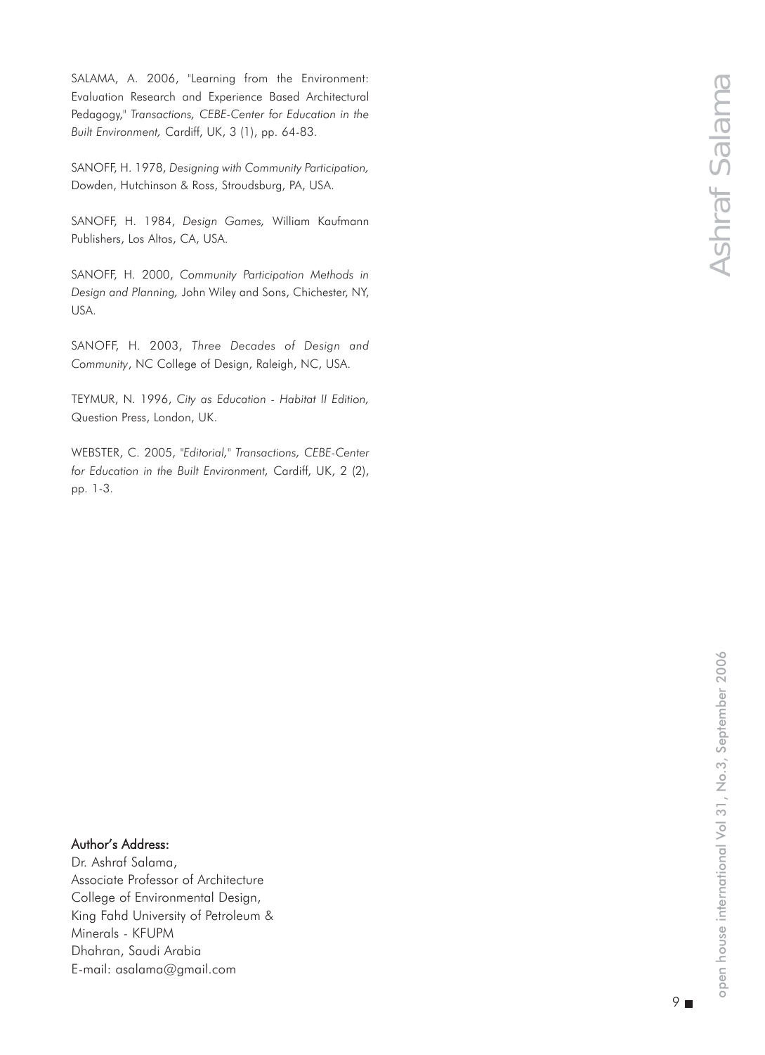SALAMA, A. 2006, "Learning from the Environment: Evaluation Research and Experience Based Architectural Pedagogy," *Transactions, CEBE-Center for Education in the Built Environment,* Cardiff, UK, 3 (1), pp. 64-83.

SANOFF, H. 1978, *Designing with Community Participation,* Dowden, Hutchinson & Ross, Stroudsburg, PA, USA.

SANOFF, H. 1984, *Design Games,* William Kaufmann Publishers, Los Altos, CA, USA.

SANOFF, H. 2000, *Community Participation Methods in Design and Planning,* John Wiley and Sons, Chichester, NY, USA.

SANOFF, H. 2003, *Three Decades of Design and Community*, NC College of Design, Raleigh, NC, USA.

TEYMUR, N. 1996, *City as Education - Habitat II Edition,* Question Press, London, UK.

WEBSTER, C. 2005, *"Editorial," Transactions, CEBE-Center for Education in the Built Environment,* Cardiff, UK, 2 (2), pp. 1-3.

**Author's Address:**

Dr. Ashraf Salama,
Associate Professor of Architecture
College of Environmental Design,
King Fahd University of Petroleum & Minerals - KFUPM
Dhahran, Saudi Arabia
E-mail: asalama@gmail.com